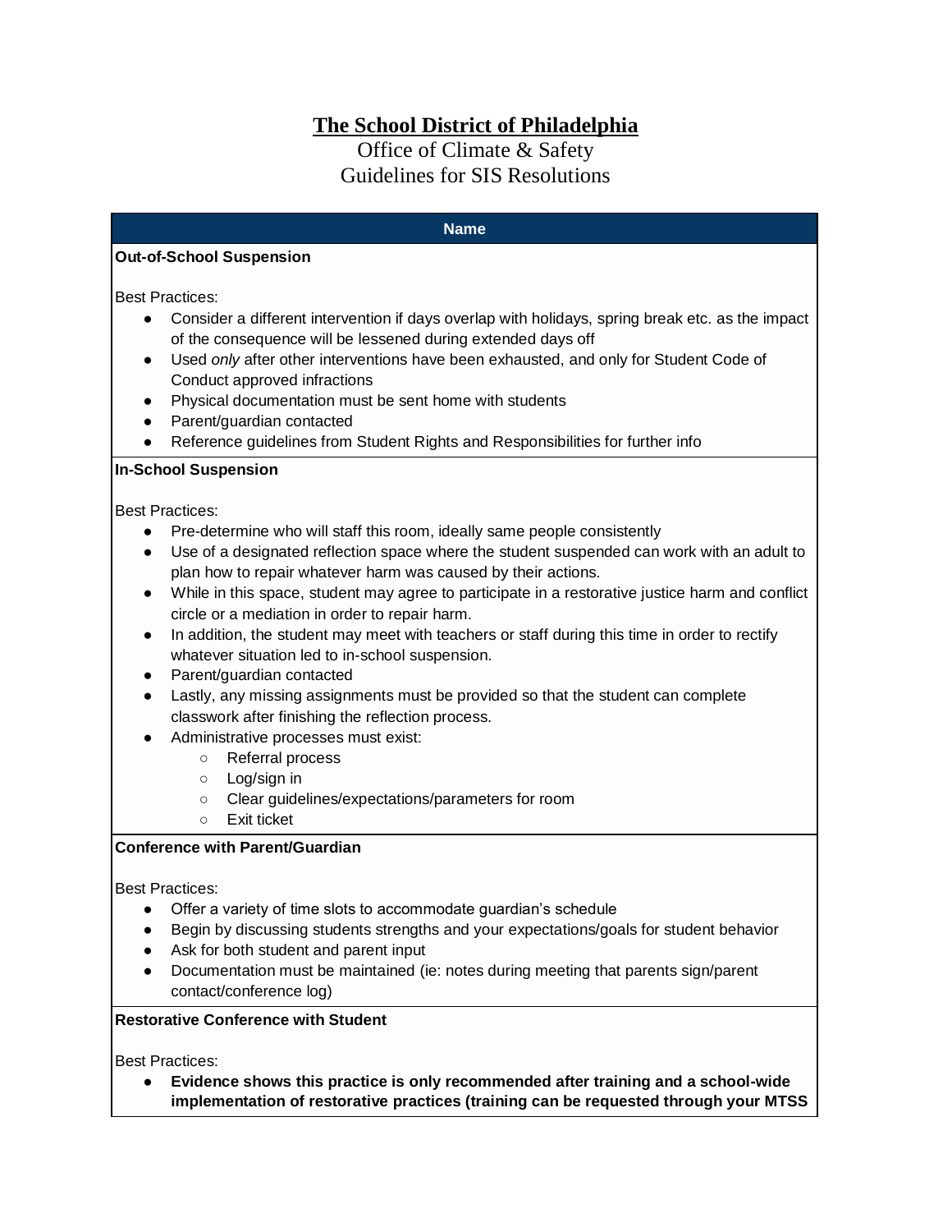# The School District of Philadelphia

## Office of Climate & Safety
## Guidelines for SIS Resolutions

| Name |
|---|
| **Out-of-School Suspension**<br><br>Best Practices:<br>● Consider a different intervention if days overlap with holidays, spring break etc. as the impact of the consequence will be lessened during extended days off<br>● Used *only* after other interventions have been exhausted, and only for Student Code of Conduct approved infractions<br>● Physical documentation must be sent home with students<br>● Parent/guardian contacted<br>● Reference guidelines from Student Rights and Responsibilities for further info |
| **In-School Suspension**<br><br>Best Practices:<br>● Pre-determine who will staff this room, ideally same people consistently<br>● Use of a designated reflection space where the student suspended can work with an adult to plan how to repair whatever harm was caused by their actions.<br>● While in this space, student may agree to participate in a restorative justice harm and conflict circle or a mediation in order to repair harm.<br>● In addition, the student may meet with teachers or staff during this time in order to rectify whatever situation led to in-school suspension.<br>● Parent/guardian contacted<br>● Lastly, any missing assignments must be provided so that the student can complete classwork after finishing the reflection process.<br>● Administrative processes must exist:<br>&nbsp;&nbsp;&nbsp;&nbsp;○ Referral process<br>&nbsp;&nbsp;&nbsp;&nbsp;○ Log/sign in<br>&nbsp;&nbsp;&nbsp;&nbsp;○ Clear guidelines/expectations/parameters for room<br>&nbsp;&nbsp;&nbsp;&nbsp;○ Exit ticket |
| **Conference with Parent/Guardian**<br><br>Best Practices:<br>● Offer a variety of time slots to accommodate guardian's schedule<br>● Begin by discussing students strengths and your expectations/goals for student behavior<br>● Ask for both student and parent input<br>● Documentation must be maintained (ie: notes during meeting that parents sign/parent contact/conference log) |
| **Restorative Conference with Student**<br><br>Best Practices:<br>● **Evidence shows this practice is only recommended after training and a school-wide implementation of restorative practices (training can be requested through your MTSS** |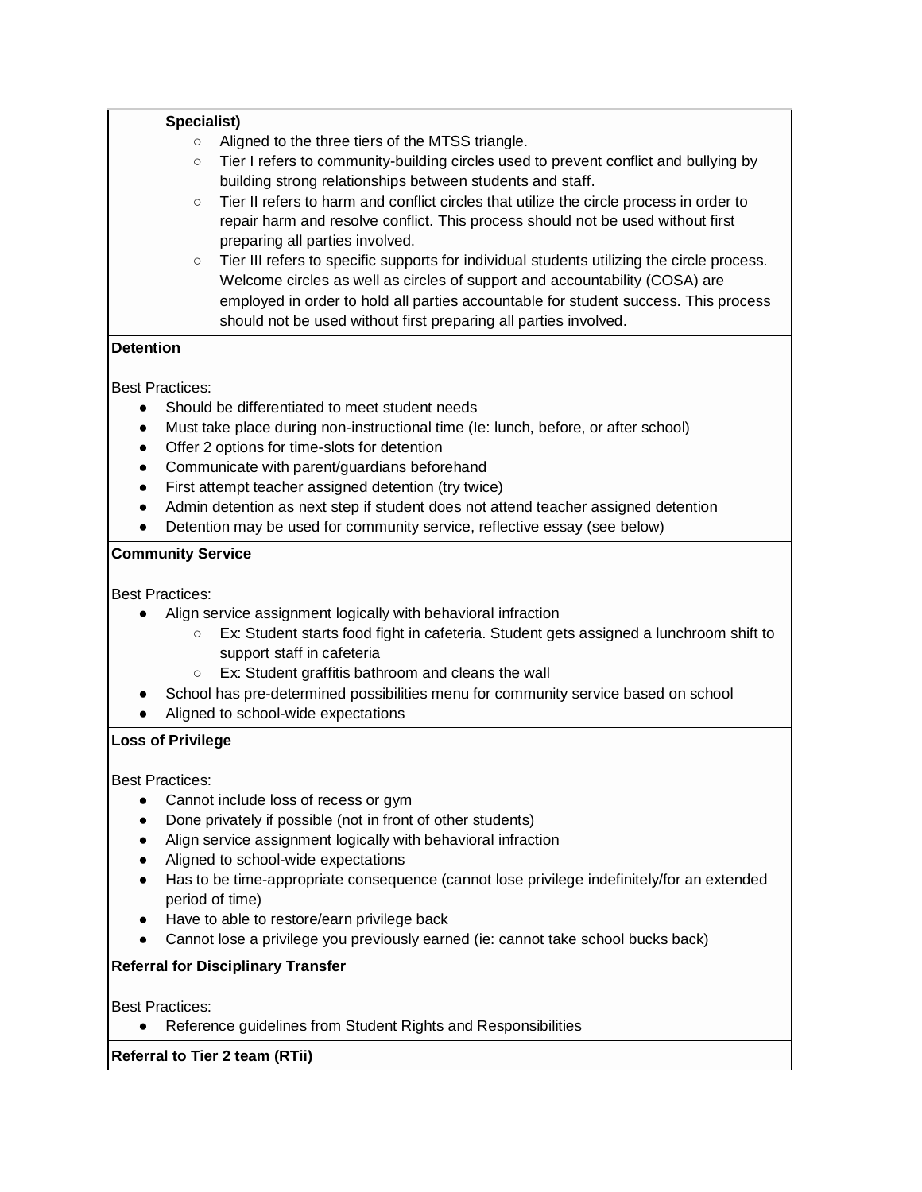**Specialist)**

- Aligned to the three tiers of the MTSS triangle.
- Tier I refers to community-building circles used to prevent conflict and bullying by building strong relationships between students and staff.
- Tier II refers to harm and conflict circles that utilize the circle process in order to repair harm and resolve conflict. This process should not be used without first preparing all parties involved.
- Tier III refers to specific supports for individual students utilizing the circle process. Welcome circles as well as circles of support and accountability (COSA) are employed in order to hold all parties accountable for student success. This process should not be used without first preparing all parties involved.

**Detention**

Best Practices:

- Should be differentiated to meet student needs
- Must take place during non-instructional time (Ie: lunch, before, or after school)
- Offer 2 options for time-slots for detention
- Communicate with parent/guardians beforehand
- First attempt teacher assigned detention (try twice)
- Admin detention as next step if student does not attend teacher assigned detention
- Detention may be used for community service, reflective essay (see below)

**Community Service**

Best Practices:

- Align service assignment logically with behavioral infraction
    - Ex: Student starts food fight in cafeteria. Student gets assigned a lunchroom shift to support staff in cafeteria
    - Ex: Student graffitis bathroom and cleans the wall
- School has pre-determined possibilities menu for community service based on school
- Aligned to school-wide expectations

**Loss of Privilege**

Best Practices:

- Cannot include loss of recess or gym
- Done privately if possible (not in front of other students)
- Align service assignment logically with behavioral infraction
- Aligned to school-wide expectations
- Has to be time-appropriate consequence (cannot lose privilege indefinitely/for an extended period of time)
- Have to able to restore/earn privilege back
- Cannot lose a privilege you previously earned (ie: cannot take school bucks back)

**Referral for Disciplinary Transfer**

Best Practices:

- Reference guidelines from Student Rights and Responsibilities

**Referral to Tier 2 team (RTii)**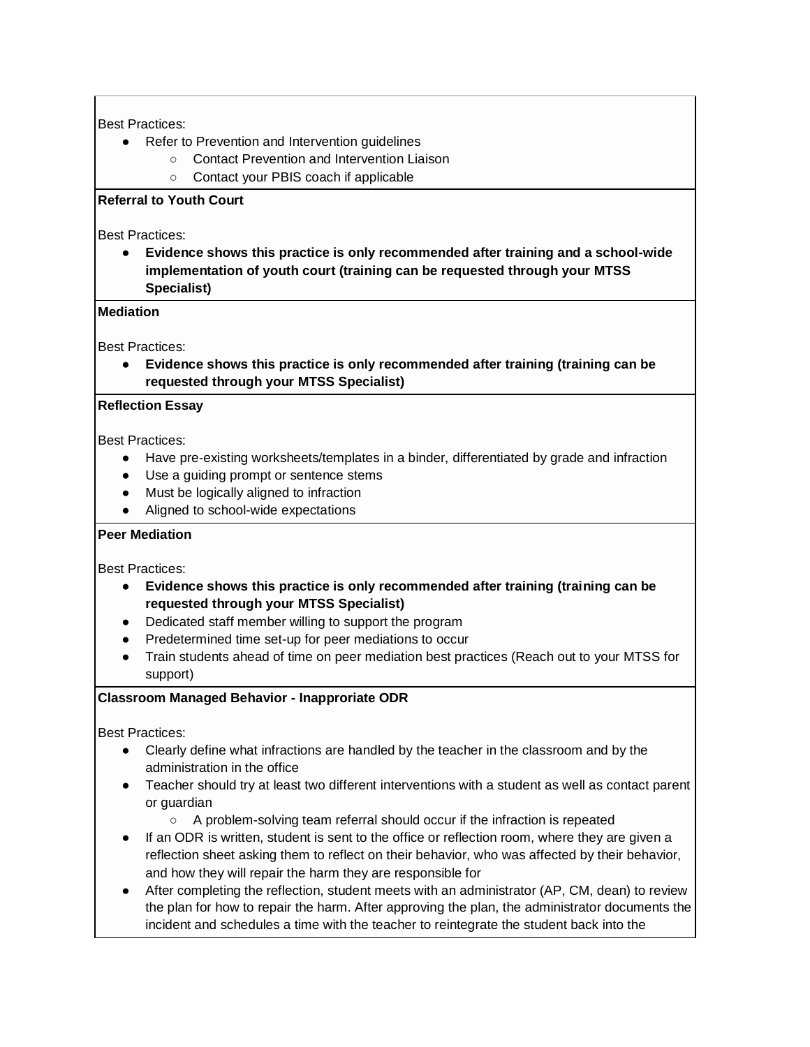Best Practices:

- Refer to Prevention and Intervention guidelines
  - Contact Prevention and Intervention Liaison
  - Contact your PBIS coach if applicable

**Referral to Youth Court**

Best Practices:

- **Evidence shows this practice is only recommended after training and a school-wide implementation of youth court (training can be requested through your MTSS Specialist)**

**Mediation**

Best Practices:

- **Evidence shows this practice is only recommended after training (training can be requested through your MTSS Specialist)**

**Reflection Essay**

Best Practices:

- Have pre-existing worksheets/templates in a binder, differentiated by grade and infraction
- Use a guiding prompt or sentence stems
- Must be logically aligned to infraction
- Aligned to school-wide expectations

**Peer Mediation**

Best Practices:

- **Evidence shows this practice is only recommended after training (training can be requested through your MTSS Specialist)**
- Dedicated staff member willing to support the program
- Predetermined time set-up for peer mediations to occur
- Train students ahead of time on peer mediation best practices (Reach out to your MTSS for support)

**Classroom Managed Behavior - Inapproriate ODR**

Best Practices:

- Clearly define what infractions are handled by the teacher in the classroom and by the administration in the office
- Teacher should try at least two different interventions with a student as well as contact parent or guardian
  - A problem-solving team referral should occur if the infraction is repeated
- If an ODR is written, student is sent to the office or reflection room, where they are given a reflection sheet asking them to reflect on their behavior, who was affected by their behavior, and how they will repair the harm they are responsible for
- After completing the reflection, student meets with an administrator (AP, CM, dean) to review the plan for how to repair the harm. After approving the plan, the administrator documents the incident and schedules a time with the teacher to reintegrate the student back into the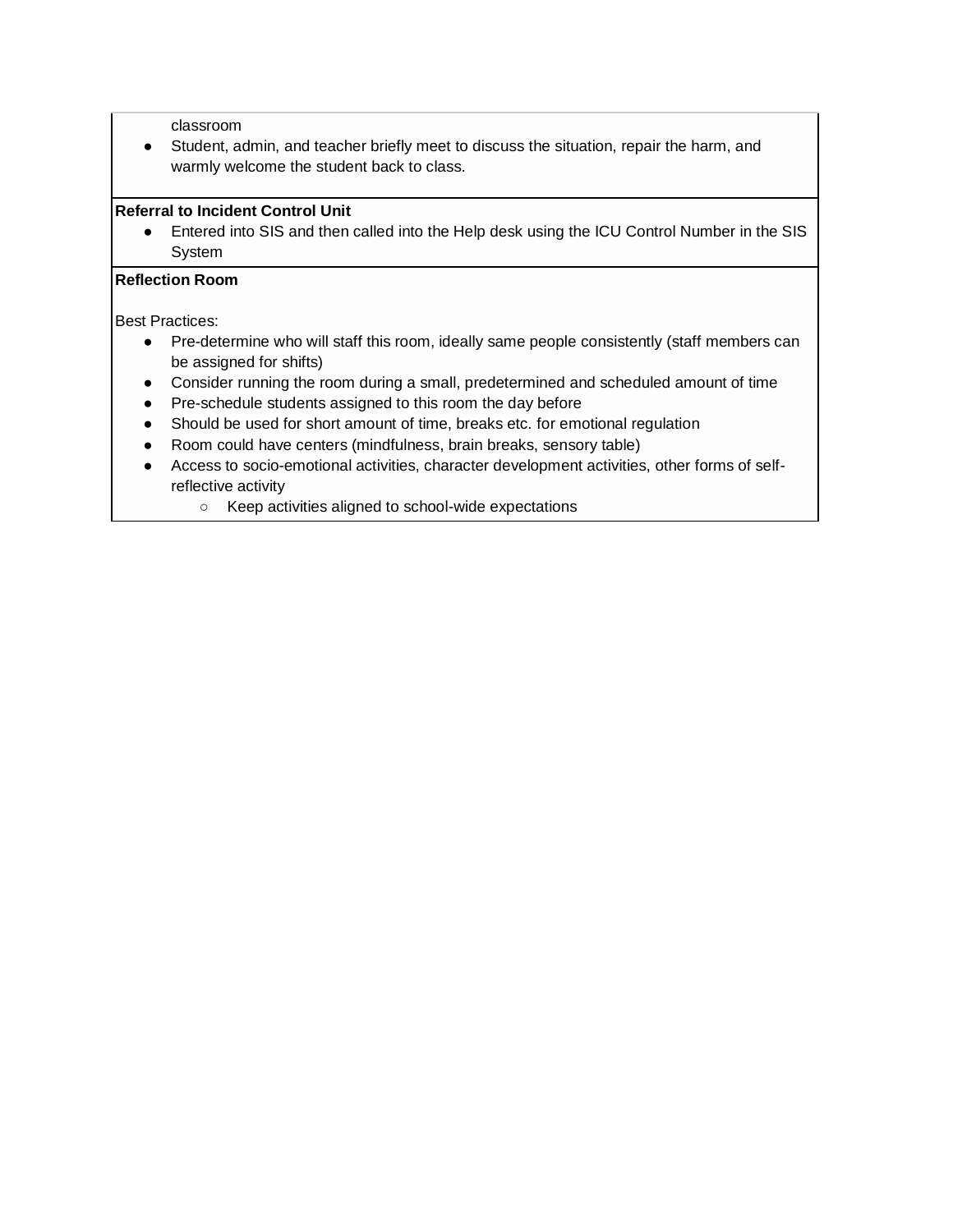classroom

- Student, admin, and teacher briefly meet to discuss the situation, repair the harm, and warmly welcome the student back to class.

**Referral to Incident Control Unit**

- Entered into SIS and then called into the Help desk using the ICU Control Number in the SIS System

**Reflection Room**

Best Practices:

- Pre-determine who will staff this room, ideally same people consistently (staff members can be assigned for shifts)
- Consider running the room during a small, predetermined and scheduled amount of time
- Pre-schedule students assigned to this room the day before
- Should be used for short amount of time, breaks etc. for emotional regulation
- Room could have centers (mindfulness, brain breaks, sensory table)
- Access to socio-emotional activities, character development activities, other forms of self-reflective activity
  - Keep activities aligned to school-wide expectations